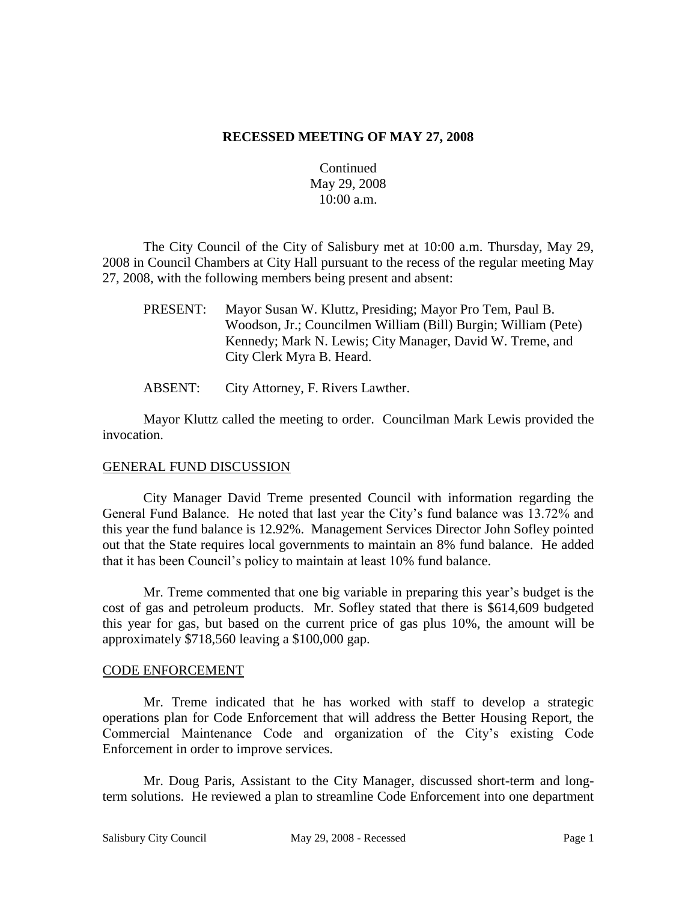# RECESSED MEETING OF MAY 27, 2008

Continued
May 29, 2008
10:00 a.m.

The City Council of the City of Salisbury met at 10:00 a.m. Thursday, May 29, 2008 in Council Chambers at City Hall pursuant to the recess of the regular meeting May 27, 2008, with the following members being present and absent:

PRESENT: Mayor Susan W. Kluttz, Presiding; Mayor Pro Tem, Paul B. Woodson, Jr.; Councilmen William (Bill) Burgin; William (Pete) Kennedy; Mark N. Lewis; City Manager, David W. Treme, and City Clerk Myra B. Heard.

ABSENT: City Attorney, F. Rivers Lawther.

Mayor Kluttz called the meeting to order. Councilman Mark Lewis provided the invocation.

## GENERAL FUND DISCUSSION

City Manager David Treme presented Council with information regarding the General Fund Balance. He noted that last year the City's fund balance was 13.72% and this year the fund balance is 12.92%. Management Services Director John Sofley pointed out that the State requires local governments to maintain an 8% fund balance. He added that it has been Council's policy to maintain at least 10% fund balance.

Mr. Treme commented that one big variable in preparing this year's budget is the cost of gas and petroleum products. Mr. Sofley stated that there is \$614,609 budgeted this year for gas, but based on the current price of gas plus 10%, the amount will be approximately \$718,560 leaving a \$100,000 gap.

## CODE ENFORCEMENT

Mr. Treme indicated that he has worked with staff to develop a strategic operations plan for Code Enforcement that will address the Better Housing Report, the Commercial Maintenance Code and organization of the City's existing Code Enforcement in order to improve services.

Mr. Doug Paris, Assistant to the City Manager, discussed short-term and long-term solutions. He reviewed a plan to streamline Code Enforcement into one department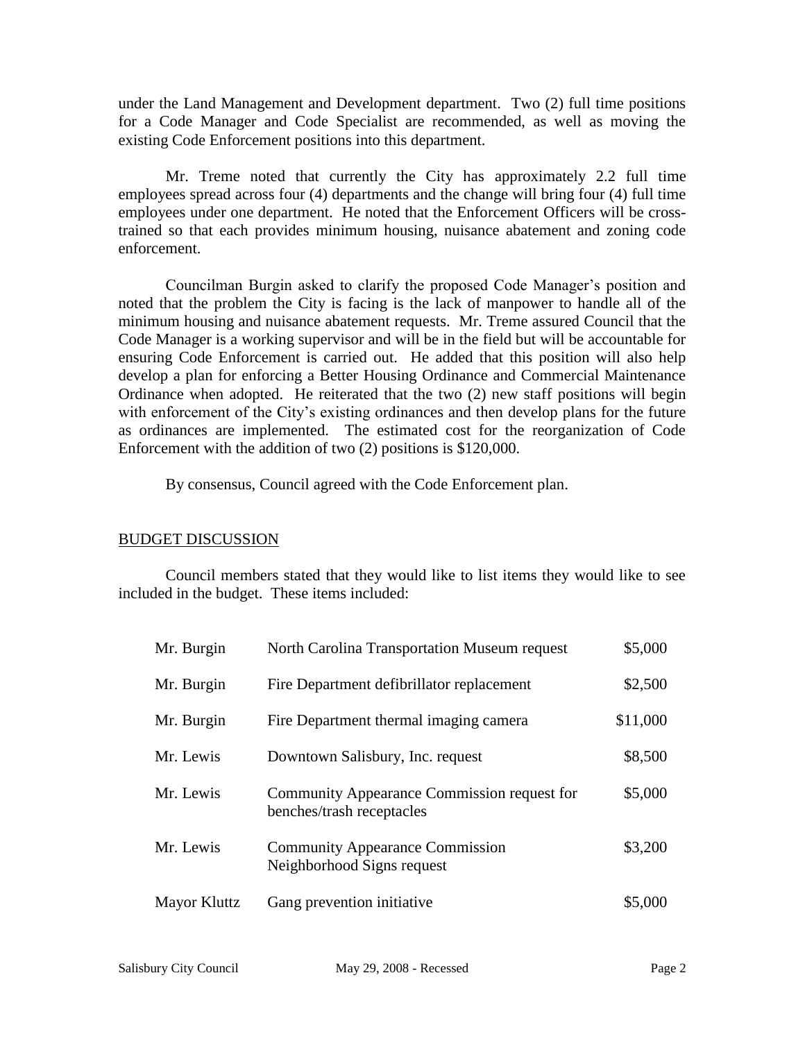under the Land Management and Development department. Two (2) full time positions for a Code Manager and Code Specialist are recommended, as well as moving the existing Code Enforcement positions into this department.

Mr. Treme noted that currently the City has approximately 2.2 full time employees spread across four (4) departments and the change will bring four (4) full time employees under one department. He noted that the Enforcement Officers will be cross-trained so that each provides minimum housing, nuisance abatement and zoning code enforcement.

Councilman Burgin asked to clarify the proposed Code Manager's position and noted that the problem the City is facing is the lack of manpower to handle all of the minimum housing and nuisance abatement requests. Mr. Treme assured Council that the Code Manager is a working supervisor and will be in the field but will be accountable for ensuring Code Enforcement is carried out. He added that this position will also help develop a plan for enforcing a Better Housing Ordinance and Commercial Maintenance Ordinance when adopted. He reiterated that the two (2) new staff positions will begin with enforcement of the City's existing ordinances and then develop plans for the future as ordinances are implemented. The estimated cost for the reorganization of Code Enforcement with the addition of two (2) positions is $120,000.

By consensus, Council agreed with the Code Enforcement plan.

## BUDGET DISCUSSION

Council members stated that they would like to list items they would like to see included in the budget. These items included:

| | | |
|---|---|---|
| Mr. Burgin | North Carolina Transportation Museum request | $5,000 |
| Mr. Burgin | Fire Department defibrillator replacement | $2,500 |
| Mr. Burgin | Fire Department thermal imaging camera | $11,000 |
| Mr. Lewis | Downtown Salisbury, Inc. request | $8,500 |
| Mr. Lewis | Community Appearance Commission request for benches/trash receptacles | $5,000 |
| Mr. Lewis | Community Appearance Commission Neighborhood Signs request | $3,200 |
| Mayor Kluttz | Gang prevention initiative | $5,000 |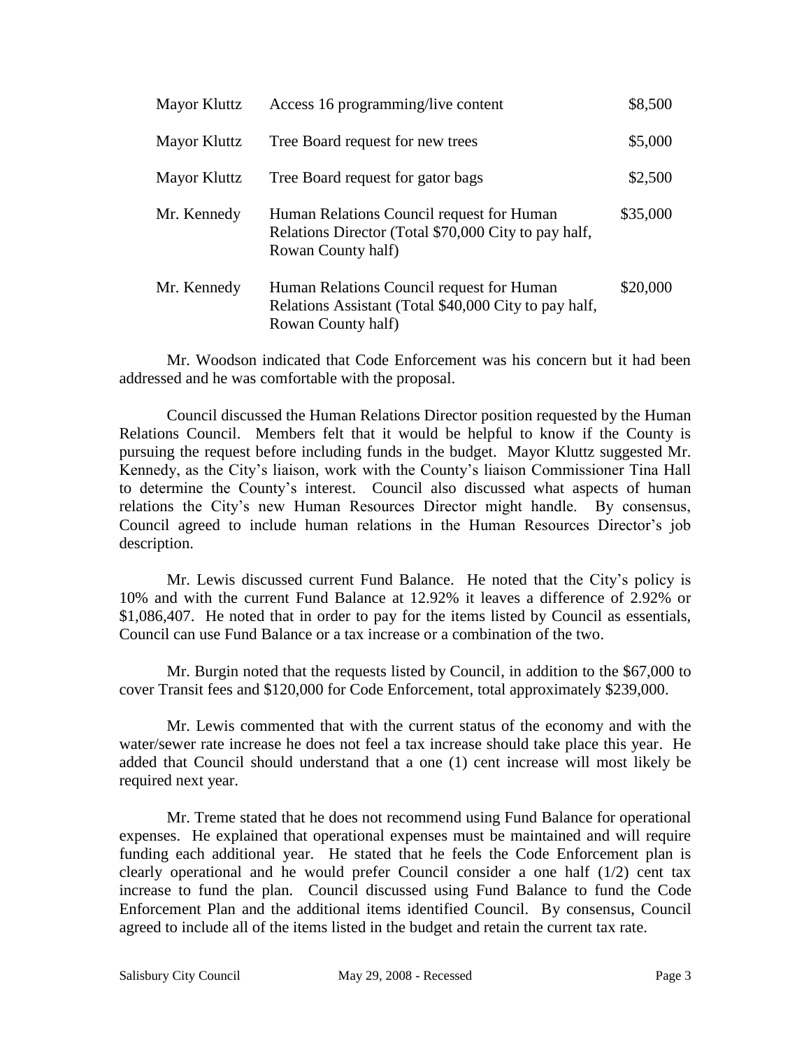| | | |
|---|---|---|
| Mayor Kluttz | Access 16 programming/live content | \$8,500 |
| Mayor Kluttz | Tree Board request for new trees | \$5,000 |
| Mayor Kluttz | Tree Board request for gator bags | \$2,500 |
| Mr. Kennedy | Human Relations Council request for Human Relations Director (Total \$70,000 City to pay half, Rowan County half) | \$35,000 |
| Mr. Kennedy | Human Relations Council request for Human Relations Assistant (Total \$40,000 City to pay half, Rowan County half) | \$20,000 |

Mr. Woodson indicated that Code Enforcement was his concern but it had been addressed and he was comfortable with the proposal.

Council discussed the Human Relations Director position requested by the Human Relations Council. Members felt that it would be helpful to know if the County is pursuing the request before including funds in the budget. Mayor Kluttz suggested Mr. Kennedy, as the City's liaison, work with the County's liaison Commissioner Tina Hall to determine the County's interest. Council also discussed what aspects of human relations the City's new Human Resources Director might handle. By consensus, Council agreed to include human relations in the Human Resources Director's job description.

Mr. Lewis discussed current Fund Balance. He noted that the City's policy is 10% and with the current Fund Balance at 12.92% it leaves a difference of 2.92% or \$1,086,407. He noted that in order to pay for the items listed by Council as essentials, Council can use Fund Balance or a tax increase or a combination of the two.

Mr. Burgin noted that the requests listed by Council, in addition to the \$67,000 to cover Transit fees and \$120,000 for Code Enforcement, total approximately \$239,000.

Mr. Lewis commented that with the current status of the economy and with the water/sewer rate increase he does not feel a tax increase should take place this year. He added that Council should understand that a one (1) cent increase will most likely be required next year.

Mr. Treme stated that he does not recommend using Fund Balance for operational expenses. He explained that operational expenses must be maintained and will require funding each additional year. He stated that he feels the Code Enforcement plan is clearly operational and he would prefer Council consider a one half (1/2) cent tax increase to fund the plan. Council discussed using Fund Balance to fund the Code Enforcement Plan and the additional items identified Council. By consensus, Council agreed to include all of the items listed in the budget and retain the current tax rate.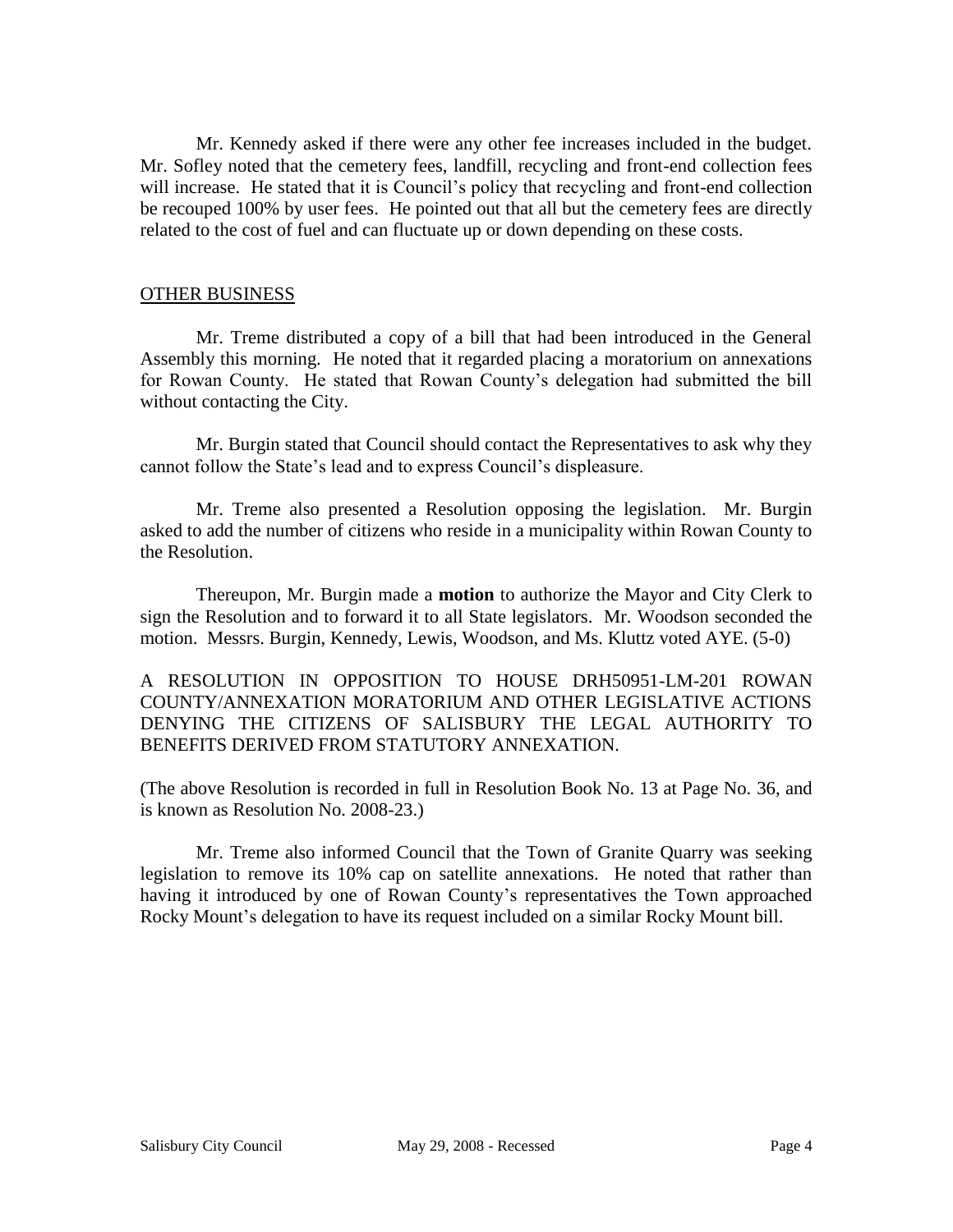Mr. Kennedy asked if there were any other fee increases included in the budget. Mr. Sofley noted that the cemetery fees, landfill, recycling and front-end collection fees will increase. He stated that it is Council's policy that recycling and front-end collection be recouped 100% by user fees. He pointed out that all but the cemetery fees are directly related to the cost of fuel and can fluctuate up or down depending on these costs.

## OTHER BUSINESS

Mr. Treme distributed a copy of a bill that had been introduced in the General Assembly this morning. He noted that it regarded placing a moratorium on annexations for Rowan County. He stated that Rowan County's delegation had submitted the bill without contacting the City.

Mr. Burgin stated that Council should contact the Representatives to ask why they cannot follow the State's lead and to express Council's displeasure.

Mr. Treme also presented a Resolution opposing the legislation. Mr. Burgin asked to add the number of citizens who reside in a municipality within Rowan County to the Resolution.

Thereupon, Mr. Burgin made a **motion** to authorize the Mayor and City Clerk to sign the Resolution and to forward it to all State legislators. Mr. Woodson seconded the motion. Messrs. Burgin, Kennedy, Lewis, Woodson, and Ms. Kluttz voted AYE. (5-0)

A RESOLUTION IN OPPOSITION TO HOUSE DRH50951-LM-201 ROWAN COUNTY/ANNEXATION MORATORIUM AND OTHER LEGISLATIVE ACTIONS DENYING THE CITIZENS OF SALISBURY THE LEGAL AUTHORITY TO BENEFITS DERIVED FROM STATUTORY ANNEXATION.

(The above Resolution is recorded in full in Resolution Book No. 13 at Page No. 36, and is known as Resolution No. 2008-23.)

Mr. Treme also informed Council that the Town of Granite Quarry was seeking legislation to remove its 10% cap on satellite annexations. He noted that rather than having it introduced by one of Rowan County's representatives the Town approached Rocky Mount's delegation to have its request included on a similar Rocky Mount bill.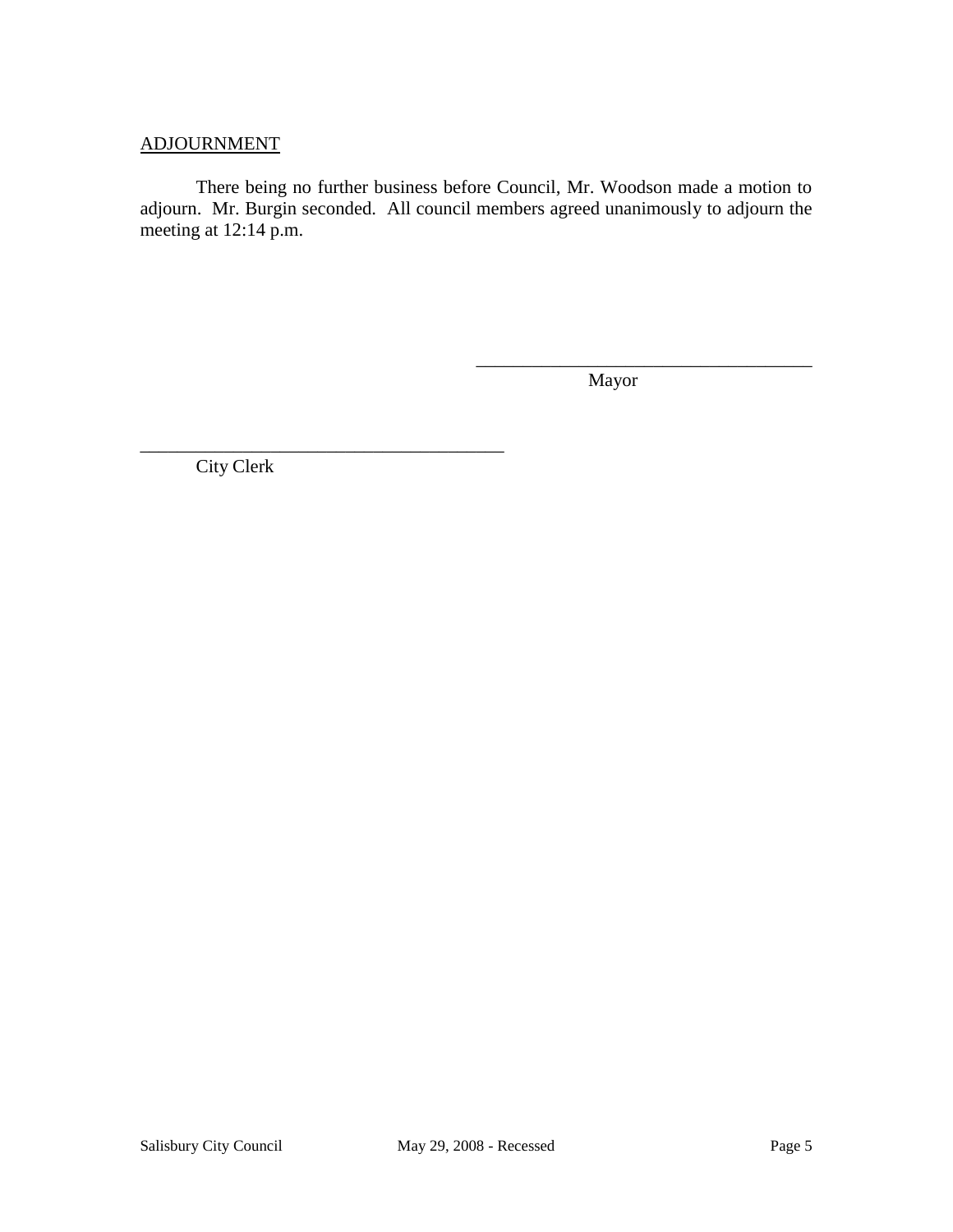ADJOURNMENT

There being no further business before Council, Mr. Woodson made a motion to adjourn. Mr. Burgin seconded. All council members agreed unanimously to adjourn the meeting at 12:14 p.m.

_____________________________________
Mayor

_____________________________________
City Clerk